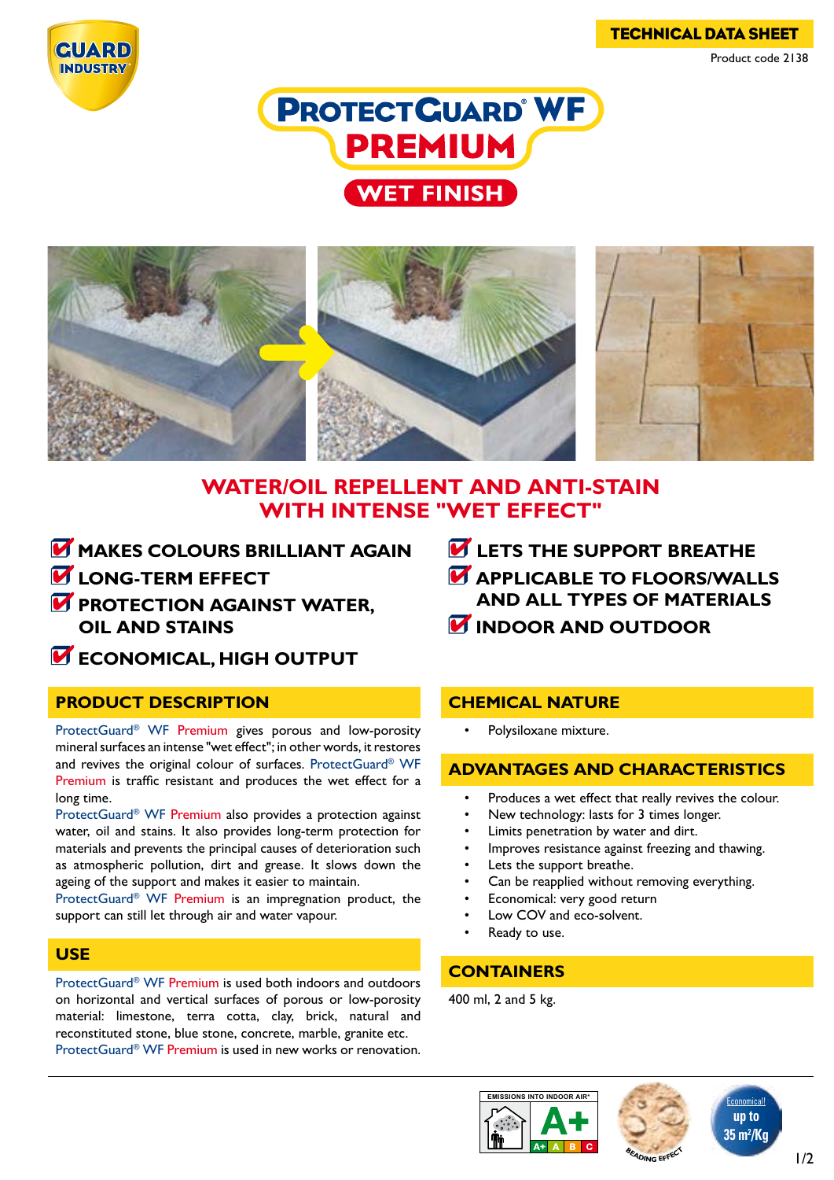TECHNICAL DATA SHEET

Product code 2138

# ProtectGuard® WF PREMIUM

## WET FINISH

## WATER/OIL REPELLENT AND ANTI-STAIN WITH INTENSE "WET EFFECT"

- **MAKES COLOURS BRILLIANT AGAIN**
- **LONG-TERM EFFECT**
- **PROTECTION AGAINST WATER, OIL AND STAINS**
- **ECONOMICAL, HIGH OUTPUT**
- **LETS THE SUPPORT BREATHE**
- **APPLICABLE TO FLOORS/WALLS AND ALL TYPES OF MATERIALS**
- **INDOOR AND OUTDOOR**

## PRODUCT DESCRIPTION

ProtectGuard® WF Premium gives porous and low-porosity mineral surfaces an intense "wet effect"; in other words, it restores and revives the original colour of surfaces. ProtectGuard® WF Premium is traffic resistant and produces the wet effect for a long time.

ProtectGuard® WF Premium also provides a protection against water, oil and stains. It also provides long-term protection for materials and prevents the principal causes of deterioration such as atmospheric pollution, dirt and grease. It slows down the ageing of the support and makes it easier to maintain.

ProtectGuard® WF Premium is an impregnation product, the support can still let through air and water vapour.

## USE

ProtectGuard® WF Premium is used both indoors and outdoors on horizontal and vertical surfaces of porous or low-porosity material: limestone, terra cotta, clay, brick, natural and reconstituted stone, blue stone, concrete, marble, granite etc.

ProtectGuard® WF Premium is used in new works or renovation.

## CHEMICAL NATURE

- Polysiloxane mixture.

## ADVANTAGES AND CHARACTERISTICS

- Produces a wet effect that really revives the colour.
- New technology: lasts for 3 times longer.
- Limits penetration by water and dirt.
- Improves resistance against freezing and thawing.
- Lets the support breathe.
- Can be reapplied without removing everything.
- Economical: very good return
- Low COV and eco-solvent.
- Ready to use.

## CONTAINERS

400 ml, 2 and 5 kg.

EMISSIONS INTO INDOOR AIR* A+

BEADING EFFECT

Economical! up to 35 m²/Kg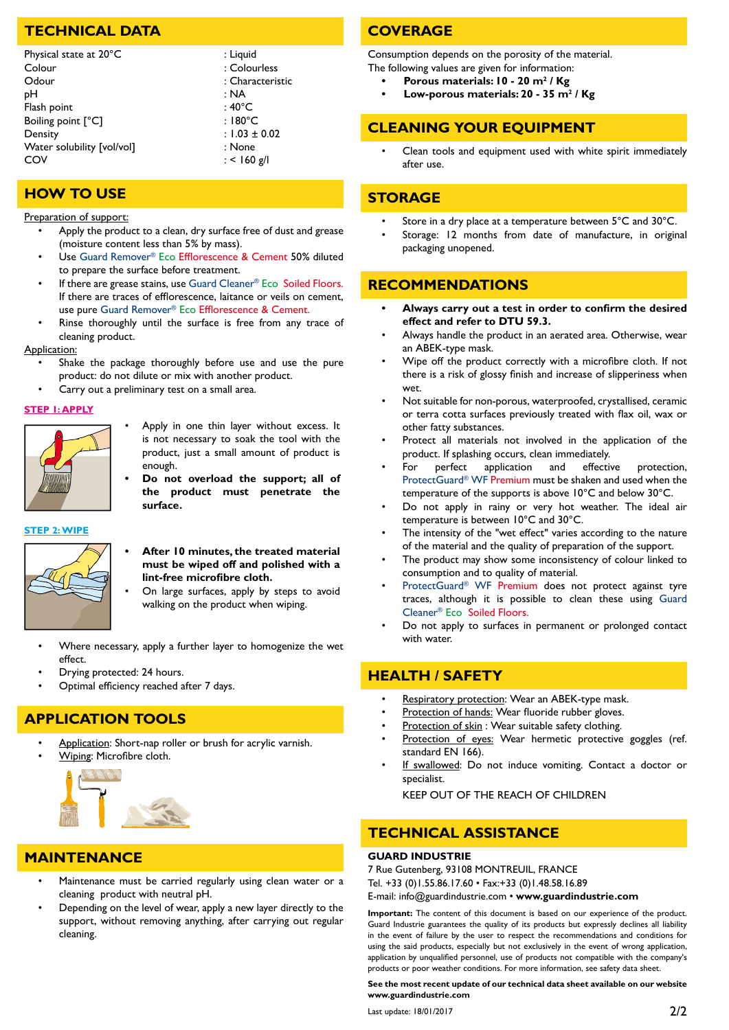## TECHNICAL DATA

| | |
|---|---|
| Physical state at 20°C | : Liquid |
| Colour | : Colourless |
| Odour | : Characteristic |
| pH | : NA |
| Flash point | : 40°C |
| Boiling point [°C] | : 180°C |
| Density | : 1.03 ± 0.02 |
| Water solubility [vol/vol] | : None |
| COV | : < 160 g/l |

## HOW TO USE

Preparation of support:

- Apply the product to a clean, dry surface free of dust and grease (moisture content less than 5% by mass).
- Use Guard Remover® Eco Efflorescence & Cement 50% diluted to prepare the surface before treatment.
- If there are grease stains, use Guard Cleaner® Eco Soiled Floors. If there are traces of efflorescence, laitance or veils on cement, use pure Guard Remover® Eco Efflorescence & Cement.
- Rinse thoroughly until the surface is free from any trace of cleaning product.

Application:

- Shake the package thoroughly before use and use the pure product: do not dilute or mix with another product.
- Carry out a preliminary test on a small area.

**STEP 1: APPLY**

- Apply in one thin layer without excess. It is not necessary to soak the tool with the product, just a small amount of product is enough.
- **Do not overload the support; all of the product must penetrate the surface.**

**STEP 2: WIPE**

- **After 10 minutes, the treated material must be wiped off and polished with a lint-free microfibre cloth.**
- On large surfaces, apply by steps to avoid walking on the product when wiping.

- Where necessary, apply a further layer to homogenize the wet effect.
- Drying protected: 24 hours.
- Optimal efficiency reached after 7 days.

## APPLICATION TOOLS

- Application: Short-nap roller or brush for acrylic varnish.
- Wiping: Microfibre cloth.

## MAINTENANCE

- Maintenance must be carried regularly using clean water or a cleaning product with neutral pH.
- Depending on the level of wear, apply a new layer directly to the support, without removing anything, after carrying out regular cleaning.

## COVERAGE

Consumption depends on the porosity of the material.
The following values are given for information:

- **Porous materials: 10 - 20 m² / Kg**
- **Low-porous materials: 20 - 35 m² / Kg**

## CLEANING YOUR EQUIPMENT

- Clean tools and equipment used with white spirit immediately after use.

## STORAGE

- Store in a dry place at a temperature between 5°C and 30°C.
- Storage: 12 months from date of manufacture, in original packaging unopened.

## RECOMMENDATIONS

- **Always carry out a test in order to confirm the desired effect and refer to DTU 59.3.**
- Always handle the product in an aerated area. Otherwise, wear an ABEK-type mask.
- Wipe off the product correctly with a microfibre cloth. If not there is a risk of glossy finish and increase of slipperiness when wet.
- Not suitable for non-porous, waterproofed, crystallised, ceramic or terra cotta surfaces previously treated with flax oil, wax or other fatty substances.
- Protect all materials not involved in the application of the product. If splashing occurs, clean immediately.
- For perfect application and effective protection, ProtectGuard® WF Premium must be shaken and used when the temperature of the supports is above 10°C and below 30°C.
- Do not apply in rainy or very hot weather. The ideal air temperature is between 10°C and 30°C.
- The intensity of the "wet effect" varies according to the nature of the material and the quality of preparation of the support.
- The product may show some inconsistency of colour linked to consumption and to quality of material.
- ProtectGuard® WF Premium does not protect against tyre traces, although it is possible to clean these using Guard Cleaner® Eco Soiled Floors.
- Do not apply to surfaces in permanent or prolonged contact with water.

## HEALTH / SAFETY

- Respiratory protection: Wear an ABEK-type mask.
- Protection of hands: Wear fluoride rubber gloves.
- Protection of skin : Wear suitable safety clothing.
- Protection of eyes: Wear hermetic protective goggles (ref. standard EN 166).
- If swallowed: Do not induce vomiting. Contact a doctor or specialist.

KEEP OUT OF THE REACH OF CHILDREN

## TECHNICAL ASSISTANCE

**GUARD INDUSTRIE**
7 Rue Gutenberg, 93108 MONTREUIL, FRANCE
Tel. +33 (0)1.55.86.17.60 • Fax:+33 (0)1.48.58.16.89
E-mail: info@guardindustrie.com • **www.guardindustrie.com**

**Important:** The content of this document is based on our experience of the product. Guard Industrie guarantees the quality of its products but expressly declines all liability in the event of failure by the user to respect the recommendations and conditions for using the said products, especially but not exclusively in the event of wrong application, application by unqualified personnel, use of products not compatible with the company's products or poor weather conditions. For more information, see safety data sheet.

**See the most recent update of our technical data sheet available on our website www.guardindustrie.com**

Last update: 18/01/2017